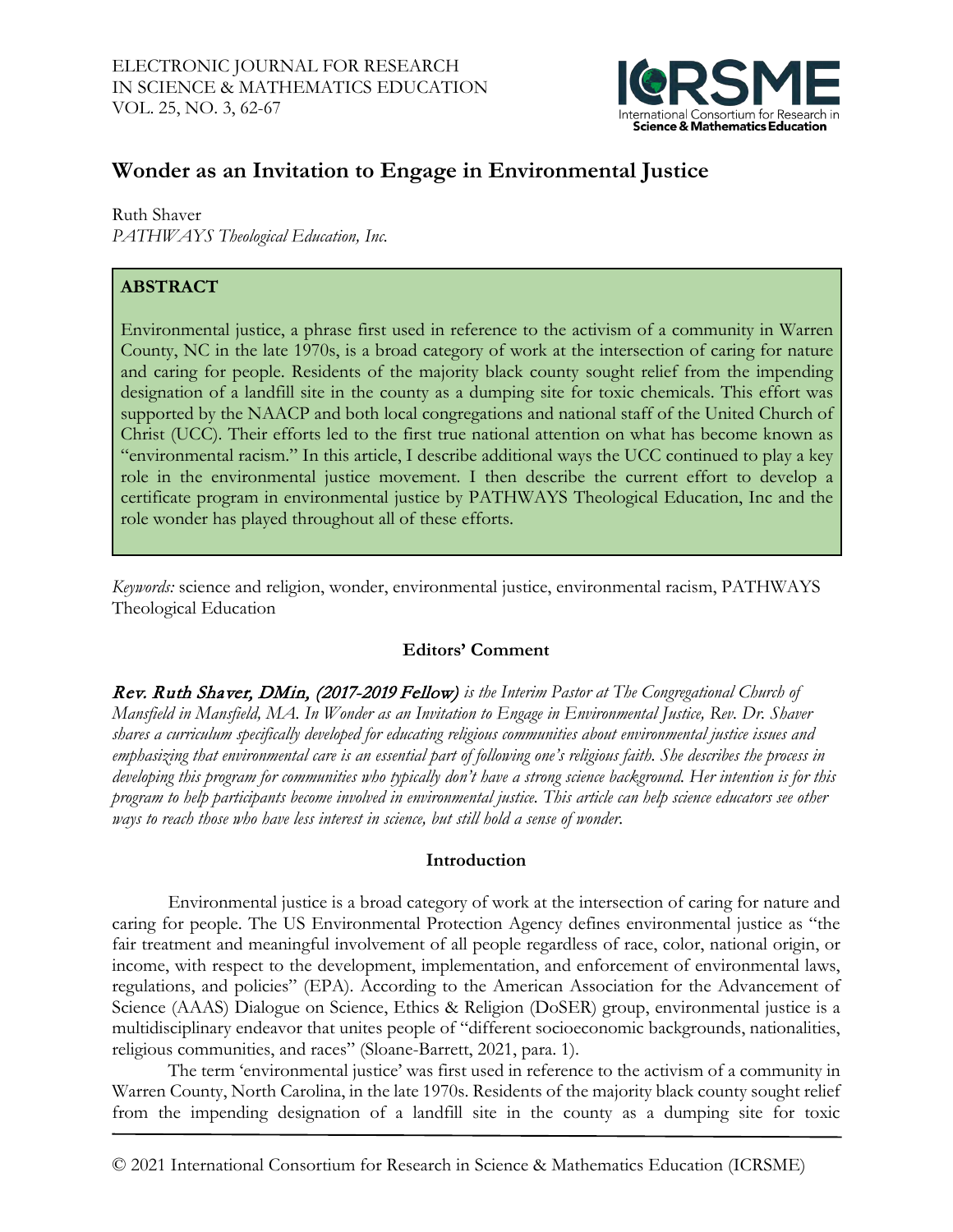# Wonder as an Invitation to Engage in Environmental Justice

Ruth Shaver
*PATHWAYS Theological Education, Inc.*

## ABSTRACT

Environmental justice, a phrase first used in reference to the activism of a community in Warren County, NC in the late 1970s, is a broad category of work at the intersection of caring for nature and caring for people. Residents of the majority black county sought relief from the impending designation of a landfill site in the county as a dumping site for toxic chemicals. This effort was supported by the NAACP and both local congregations and national staff of the United Church of Christ (UCC). Their efforts led to the first true national attention on what has become known as "environmental racism." In this article, I describe additional ways the UCC continued to play a key role in the environmental justice movement. I then describe the current effort to develop a certificate program in environmental justice by PATHWAYS Theological Education, Inc and the role wonder has played throughout all of these efforts.

*Keywords:* science and religion, wonder, environmental justice, environmental racism, PATHWAYS Theological Education

### Editors' Comment

*Rev. Ruth Shaver, DMin, (2017-2019 Fellow) is the Interim Pastor at The Congregational Church of Mansfield in Mansfield, MA. In Wonder as an Invitation to Engage in Environmental Justice, Rev. Dr. Shaver shares a curriculum specifically developed for educating religious communities about environmental justice issues and emphasizing that environmental care is an essential part of following one's religious faith. She describes the process in developing this program for communities who typically don't have a strong science background. Her intention is for this program to help participants become involved in environmental justice. This article can help science educators see other ways to reach those who have less interest in science, but still hold a sense of wonder.*

### Introduction

Environmental justice is a broad category of work at the intersection of caring for nature and caring for people. The US Environmental Protection Agency defines environmental justice as "the fair treatment and meaningful involvement of all people regardless of race, color, national origin, or income, with respect to the development, implementation, and enforcement of environmental laws, regulations, and policies" (EPA). According to the American Association for the Advancement of Science (AAAS) Dialogue on Science, Ethics & Religion (DoSER) group, environmental justice is a multidisciplinary endeavor that unites people of "different socioeconomic backgrounds, nationalities, religious communities, and races" (Sloane-Barrett, 2021, para. 1).

The term 'environmental justice' was first used in reference to the activism of a community in Warren County, North Carolina, in the late 1970s. Residents of the majority black county sought relief from the impending designation of a landfill site in the county as a dumping site for toxic

© 2021 International Consortium for Research in Science & Mathematics Education (ICRSME)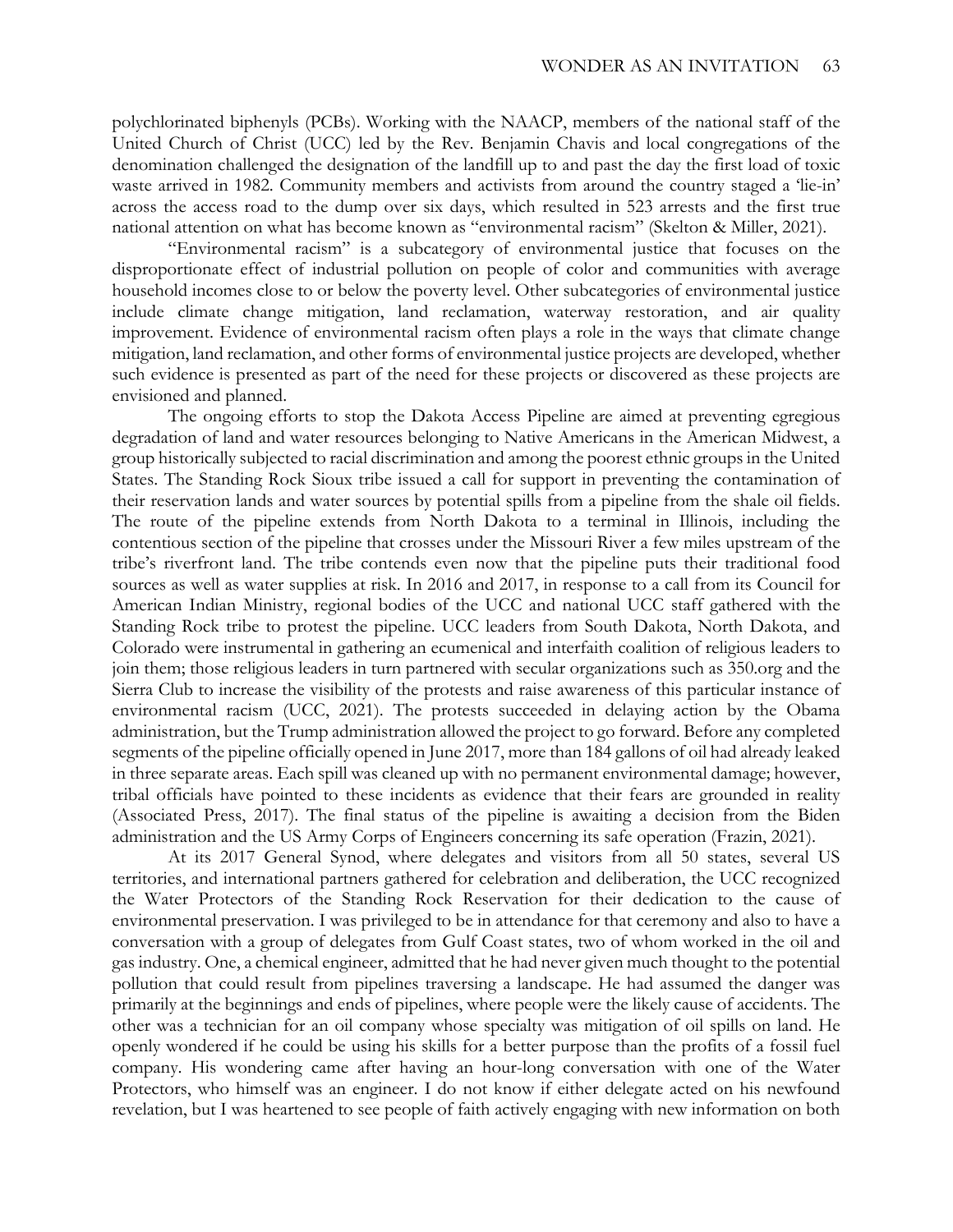polychlorinated biphenyls (PCBs). Working with the NAACP, members of the national staff of the United Church of Christ (UCC) led by the Rev. Benjamin Chavis and local congregations of the denomination challenged the designation of the landfill up to and past the day the first load of toxic waste arrived in 1982. Community members and activists from around the country staged a 'lie-in' across the access road to the dump over six days, which resulted in 523 arrests and the first true national attention on what has become known as "environmental racism" (Skelton & Miller, 2021).

"Environmental racism" is a subcategory of environmental justice that focuses on the disproportionate effect of industrial pollution on people of color and communities with average household incomes close to or below the poverty level. Other subcategories of environmental justice include climate change mitigation, land reclamation, waterway restoration, and air quality improvement. Evidence of environmental racism often plays a role in the ways that climate change mitigation, land reclamation, and other forms of environmental justice projects are developed, whether such evidence is presented as part of the need for these projects or discovered as these projects are envisioned and planned.

The ongoing efforts to stop the Dakota Access Pipeline are aimed at preventing egregious degradation of land and water resources belonging to Native Americans in the American Midwest, a group historically subjected to racial discrimination and among the poorest ethnic groups in the United States. The Standing Rock Sioux tribe issued a call for support in preventing the contamination of their reservation lands and water sources by potential spills from a pipeline from the shale oil fields. The route of the pipeline extends from North Dakota to a terminal in Illinois, including the contentious section of the pipeline that crosses under the Missouri River a few miles upstream of the tribe's riverfront land. The tribe contends even now that the pipeline puts their traditional food sources as well as water supplies at risk. In 2016 and 2017, in response to a call from its Council for American Indian Ministry, regional bodies of the UCC and national UCC staff gathered with the Standing Rock tribe to protest the pipeline. UCC leaders from South Dakota, North Dakota, and Colorado were instrumental in gathering an ecumenical and interfaith coalition of religious leaders to join them; those religious leaders in turn partnered with secular organizations such as 350.org and the Sierra Club to increase the visibility of the protests and raise awareness of this particular instance of environmental racism (UCC, 2021). The protests succeeded in delaying action by the Obama administration, but the Trump administration allowed the project to go forward. Before any completed segments of the pipeline officially opened in June 2017, more than 184 gallons of oil had already leaked in three separate areas. Each spill was cleaned up with no permanent environmental damage; however, tribal officials have pointed to these incidents as evidence that their fears are grounded in reality (Associated Press, 2017). The final status of the pipeline is awaiting a decision from the Biden administration and the US Army Corps of Engineers concerning its safe operation (Frazin, 2021).

At its 2017 General Synod, where delegates and visitors from all 50 states, several US territories, and international partners gathered for celebration and deliberation, the UCC recognized the Water Protectors of the Standing Rock Reservation for their dedication to the cause of environmental preservation. I was privileged to be in attendance for that ceremony and also to have a conversation with a group of delegates from Gulf Coast states, two of whom worked in the oil and gas industry. One, a chemical engineer, admitted that he had never given much thought to the potential pollution that could result from pipelines traversing a landscape. He had assumed the danger was primarily at the beginnings and ends of pipelines, where people were the likely cause of accidents. The other was a technician for an oil company whose specialty was mitigation of oil spills on land. He openly wondered if he could be using his skills for a better purpose than the profits of a fossil fuel company. His wondering came after having an hour-long conversation with one of the Water Protectors, who himself was an engineer. I do not know if either delegate acted on his newfound revelation, but I was heartened to see people of faith actively engaging with new information on both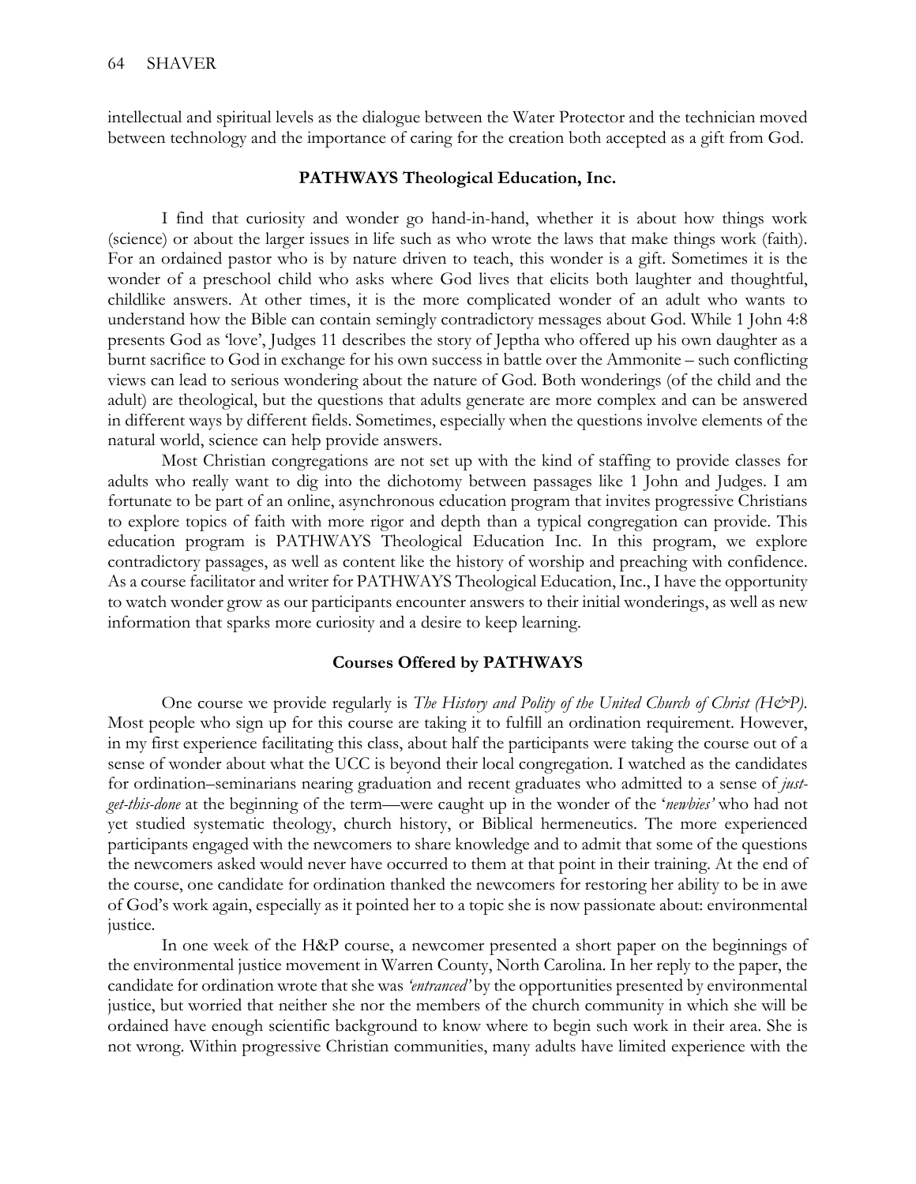intellectual and spiritual levels as the dialogue between the Water Protector and the technician moved between technology and the importance of caring for the creation both accepted as a gift from God.

## PATHWAYS Theological Education, Inc.

I find that curiosity and wonder go hand-in-hand, whether it is about how things work (science) or about the larger issues in life such as who wrote the laws that make things work (faith). For an ordained pastor who is by nature driven to teach, this wonder is a gift. Sometimes it is the wonder of a preschool child who asks where God lives that elicits both laughter and thoughtful, childlike answers. At other times, it is the more complicated wonder of an adult who wants to understand how the Bible can contain semingly contradictory messages about God. While 1 John 4:8 presents God as 'love', Judges 11 describes the story of Jeptha who offered up his own daughter as a burnt sacrifice to God in exchange for his own success in battle over the Ammonite – such conflicting views can lead to serious wondering about the nature of God. Both wonderings (of the child and the adult) are theological, but the questions that adults generate are more complex and can be answered in different ways by different fields. Sometimes, especially when the questions involve elements of the natural world, science can help provide answers.

Most Christian congregations are not set up with the kind of staffing to provide classes for adults who really want to dig into the dichotomy between passages like 1 John and Judges. I am fortunate to be part of an online, asynchronous education program that invites progressive Christians to explore topics of faith with more rigor and depth than a typical congregation can provide. This education program is PATHWAYS Theological Education Inc. In this program, we explore contradictory passages, as well as content like the history of worship and preaching with confidence. As a course facilitator and writer for PATHWAYS Theological Education, Inc., I have the opportunity to watch wonder grow as our participants encounter answers to their initial wonderings, as well as new information that sparks more curiosity and a desire to keep learning.

## Courses Offered by PATHWAYS

One course we provide regularly is *The History and Polity of the United Church of Christ (H&P)*. Most people who sign up for this course are taking it to fulfill an ordination requirement. However, in my first experience facilitating this class, about half the participants were taking the course out of a sense of wonder about what the UCC is beyond their local congregation. I watched as the candidates for ordination–seminarians nearing graduation and recent graduates who admitted to a sense of *just-get-this-done* at the beginning of the term—were caught up in the wonder of the '*newbies'* who had not yet studied systematic theology, church history, or Biblical hermeneutics. The more experienced participants engaged with the newcomers to share knowledge and to admit that some of the questions the newcomers asked would never have occurred to them at that point in their training. At the end of the course, one candidate for ordination thanked the newcomers for restoring her ability to be in awe of God's work again, especially as it pointed her to a topic she is now passionate about: environmental justice.

In one week of the H&P course, a newcomer presented a short paper on the beginnings of the environmental justice movement in Warren County, North Carolina. In her reply to the paper, the candidate for ordination wrote that she was *'entranced'* by the opportunities presented by environmental justice, but worried that neither she nor the members of the church community in which she will be ordained have enough scientific background to know where to begin such work in their area. She is not wrong. Within progressive Christian communities, many adults have limited experience with the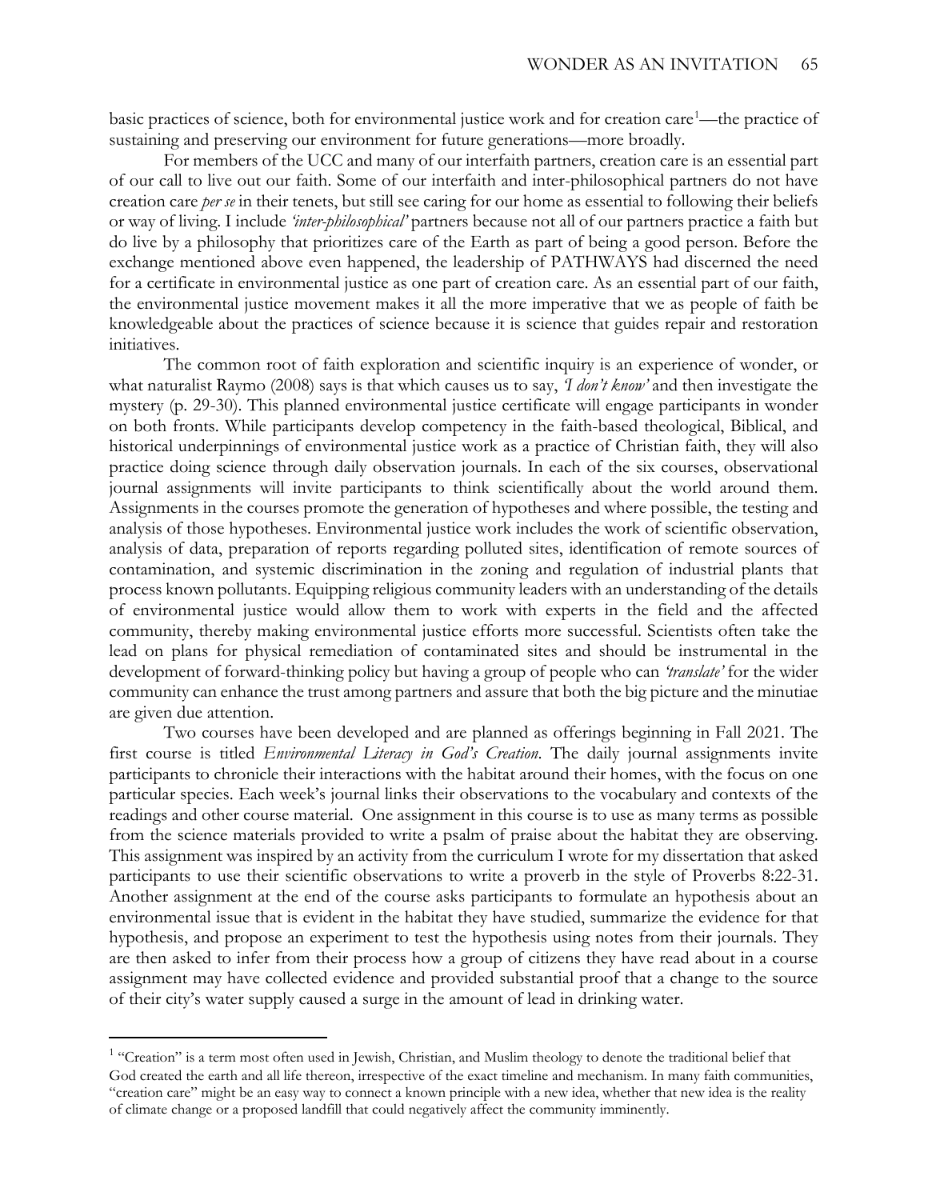basic practices of science, both for environmental justice work and for creation care[1]—the practice of sustaining and preserving our environment for future generations—more broadly.

For members of the UCC and many of our interfaith partners, creation care is an essential part of our call to live out our faith. Some of our interfaith and inter-philosophical partners do not have creation care *per se* in their tenets, but still see caring for our home as essential to following their beliefs or way of living. I include *'inter-philosophical'* partners because not all of our partners practice a faith but do live by a philosophy that prioritizes care of the Earth as part of being a good person. Before the exchange mentioned above even happened, the leadership of PATHWAYS had discerned the need for a certificate in environmental justice as one part of creation care. As an essential part of our faith, the environmental justice movement makes it all the more imperative that we as people of faith be knowledgeable about the practices of science because it is science that guides repair and restoration initiatives.

The common root of faith exploration and scientific inquiry is an experience of wonder, or what naturalist Raymo (2008) says is that which causes us to say, *'I don't know'* and then investigate the mystery (p. 29-30). This planned environmental justice certificate will engage participants in wonder on both fronts. While participants develop competency in the faith-based theological, Biblical, and historical underpinnings of environmental justice work as a practice of Christian faith, they will also practice doing science through daily observation journals. In each of the six courses, observational journal assignments will invite participants to think scientifically about the world around them. Assignments in the courses promote the generation of hypotheses and where possible, the testing and analysis of those hypotheses. Environmental justice work includes the work of scientific observation, analysis of data, preparation of reports regarding polluted sites, identification of remote sources of contamination, and systemic discrimination in the zoning and regulation of industrial plants that process known pollutants. Equipping religious community leaders with an understanding of the details of environmental justice would allow them to work with experts in the field and the affected community, thereby making environmental justice efforts more successful. Scientists often take the lead on plans for physical remediation of contaminated sites and should be instrumental in the development of forward-thinking policy but having a group of people who can *'translate'* for the wider community can enhance the trust among partners and assure that both the big picture and the minutiae are given due attention.

Two courses have been developed and are planned as offerings beginning in Fall 2021. The first course is titled *Environmental Literacy in God's Creation*. The daily journal assignments invite participants to chronicle their interactions with the habitat around their homes, with the focus on one particular species. Each week's journal links their observations to the vocabulary and contexts of the readings and other course material. One assignment in this course is to use as many terms as possible from the science materials provided to write a psalm of praise about the habitat they are observing. This assignment was inspired by an activity from the curriculum I wrote for my dissertation that asked participants to use their scientific observations to write a proverb in the style of Proverbs 8:22-31. Another assignment at the end of the course asks participants to formulate an hypothesis about an environmental issue that is evident in the habitat they have studied, summarize the evidence for that hypothesis, and propose an experiment to test the hypothesis using notes from their journals. They are then asked to infer from their process how a group of citizens they have read about in a course assignment may have collected evidence and provided substantial proof that a change to the source of their city's water supply caused a surge in the amount of lead in drinking water.

---

[1] "Creation" is a term most often used in Jewish, Christian, and Muslim theology to denote the traditional belief that God created the earth and all life thereon, irrespective of the exact timeline and mechanism. In many faith communities, "creation care" might be an easy way to connect a known principle with a new idea, whether that new idea is the reality of climate change or a proposed landfill that could negatively affect the community imminently.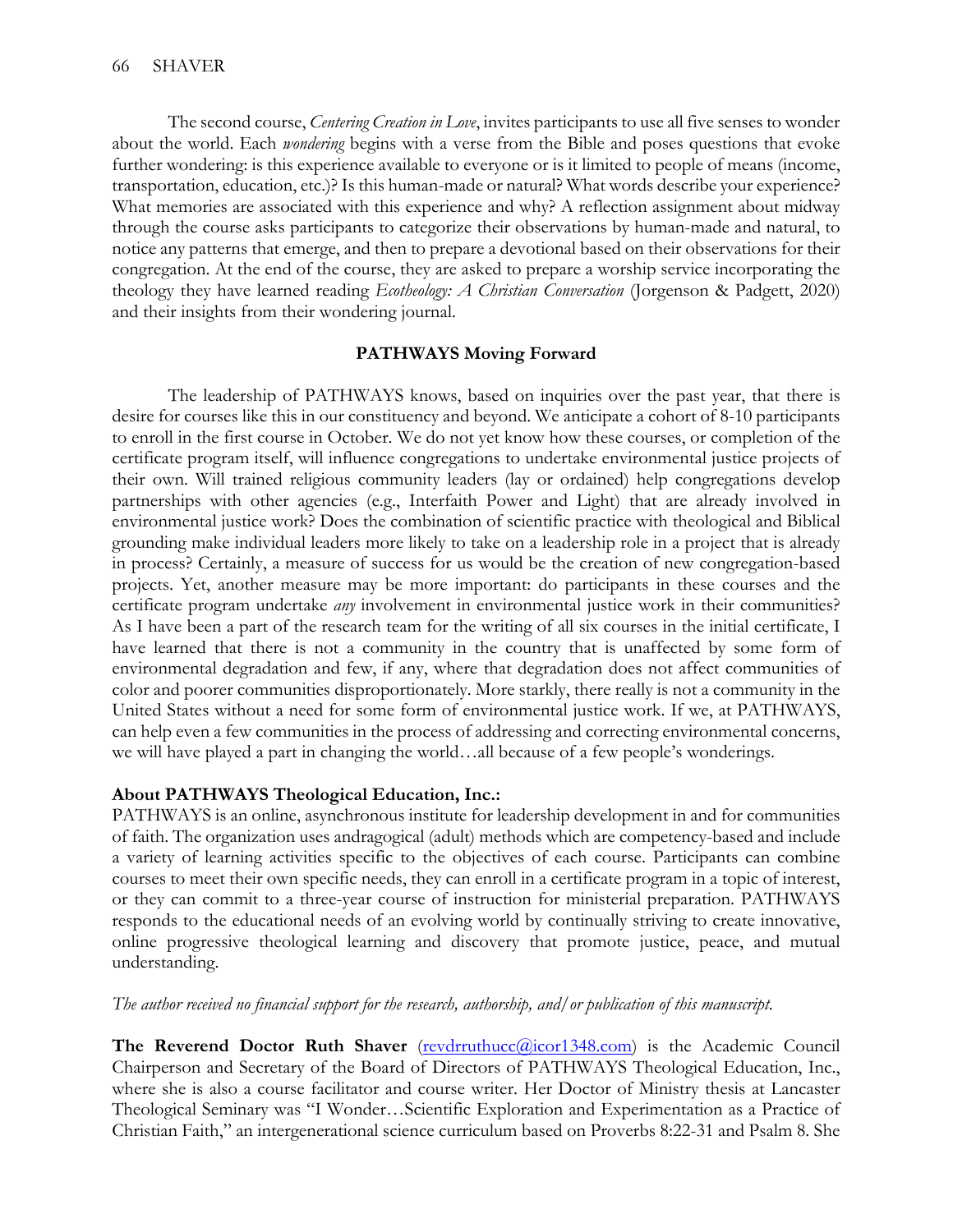The second course, *Centering Creation in Love*, invites participants to use all five senses to wonder about the world. Each *wondering* begins with a verse from the Bible and poses questions that evoke further wondering: is this experience available to everyone or is it limited to people of means (income, transportation, education, etc.)? Is this human-made or natural? What words describe your experience? What memories are associated with this experience and why? A reflection assignment about midway through the course asks participants to categorize their observations by human-made and natural, to notice any patterns that emerge, and then to prepare a devotional based on their observations for their congregation. At the end of the course, they are asked to prepare a worship service incorporating the theology they have learned reading *Ecotheology: A Christian Conversation* (Jorgenson & Padgett, 2020) and their insights from their wondering journal.

## PATHWAYS Moving Forward

The leadership of PATHWAYS knows, based on inquiries over the past year, that there is desire for courses like this in our constituency and beyond. We anticipate a cohort of 8-10 participants to enroll in the first course in October. We do not yet know how these courses, or completion of the certificate program itself, will influence congregations to undertake environmental justice projects of their own. Will trained religious community leaders (lay or ordained) help congregations develop partnerships with other agencies (e.g., Interfaith Power and Light) that are already involved in environmental justice work? Does the combination of scientific practice with theological and Biblical grounding make individual leaders more likely to take on a leadership role in a project that is already in process? Certainly, a measure of success for us would be the creation of new congregation-based projects. Yet, another measure may be more important: do participants in these courses and the certificate program undertake *any* involvement in environmental justice work in their communities? As I have been a part of the research team for the writing of all six courses in the initial certificate, I have learned that there is not a community in the country that is unaffected by some form of environmental degradation and few, if any, where that degradation does not affect communities of color and poorer communities disproportionately. More starkly, there really is not a community in the United States without a need for some form of environmental justice work. If we, at PATHWAYS, can help even a few communities in the process of addressing and correcting environmental concerns, we will have played a part in changing the world…all because of a few people's wonderings.

**About PATHWAYS Theological Education, Inc.:**

PATHWAYS is an online, asynchronous institute for leadership development in and for communities of faith. The organization uses andragogical (adult) methods which are competency-based and include a variety of learning activities specific to the objectives of each course. Participants can combine courses to meet their own specific needs, they can enroll in a certificate program in a topic of interest, or they can commit to a three-year course of instruction for ministerial preparation. PATHWAYS responds to the educational needs of an evolving world by continually striving to create innovative, online progressive theological learning and discovery that promote justice, peace, and mutual understanding.

*The author received no financial support for the research, authorship, and/or publication of this manuscript.*

**The Reverend Doctor Ruth Shaver** (revdrruthucc@icor1348.com) is the Academic Council Chairperson and Secretary of the Board of Directors of PATHWAYS Theological Education, Inc., where she is also a course facilitator and course writer. Her Doctor of Ministry thesis at Lancaster Theological Seminary was "I Wonder…Scientific Exploration and Experimentation as a Practice of Christian Faith," an intergenerational science curriculum based on Proverbs 8:22-31 and Psalm 8. She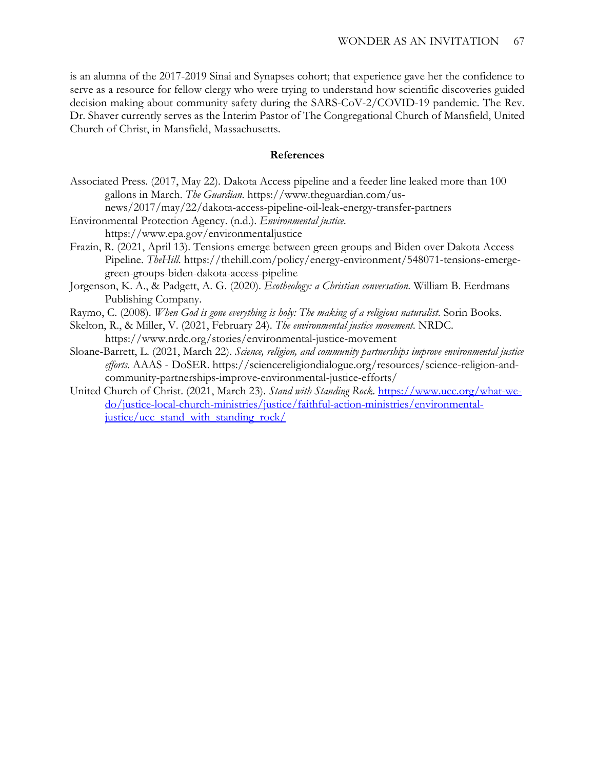is an alumna of the 2017-2019 Sinai and Synapses cohort; that experience gave her the confidence to serve as a resource for fellow clergy who were trying to understand how scientific discoveries guided decision making about community safety during the SARS-CoV-2/COVID-19 pandemic. The Rev. Dr. Shaver currently serves as the Interim Pastor of The Congregational Church of Mansfield, United Church of Christ, in Mansfield, Massachusetts.

## References

Associated Press. (2017, May 22). Dakota Access pipeline and a feeder line leaked more than 100 gallons in March. *The Guardian*. https://www.theguardian.com/us-news/2017/may/22/dakota-access-pipeline-oil-leak-energy-transfer-partners

Environmental Protection Agency. (n.d.). *Environmental justice*. https://www.epa.gov/environmentaljustice

Frazin, R. (2021, April 13). Tensions emerge between green groups and Biden over Dakota Access Pipeline. *TheHill*. https://thehill.com/policy/energy-environment/548071-tensions-emerge-green-groups-biden-dakota-access-pipeline

Jorgenson, K. A., & Padgett, A. G. (2020). *Ecotheology: a Christian conversation*. William B. Eerdmans Publishing Company.

Raymo, C. (2008). *When God is gone everything is holy: The making of a religious naturalist*. Sorin Books.

Skelton, R., & Miller, V. (2021, February 24). *The environmental justice movement*. NRDC. https://www.nrdc.org/stories/environmental-justice-movement

Sloane-Barrett, L. (2021, March 22). *Science, religion, and community partnerships improve environmental justice efforts*. AAAS - DoSER. https://sciencereligiondialogue.org/resources/science-religion-and-community-partnerships-improve-environmental-justice-efforts/

United Church of Christ. (2021, March 23). *Stand with Standing Rock*. https://www.ucc.org/what-we-do/justice-local-church-ministries/justice/faithful-action-ministries/environmental-justice/ucc_stand_with_standing_rock/